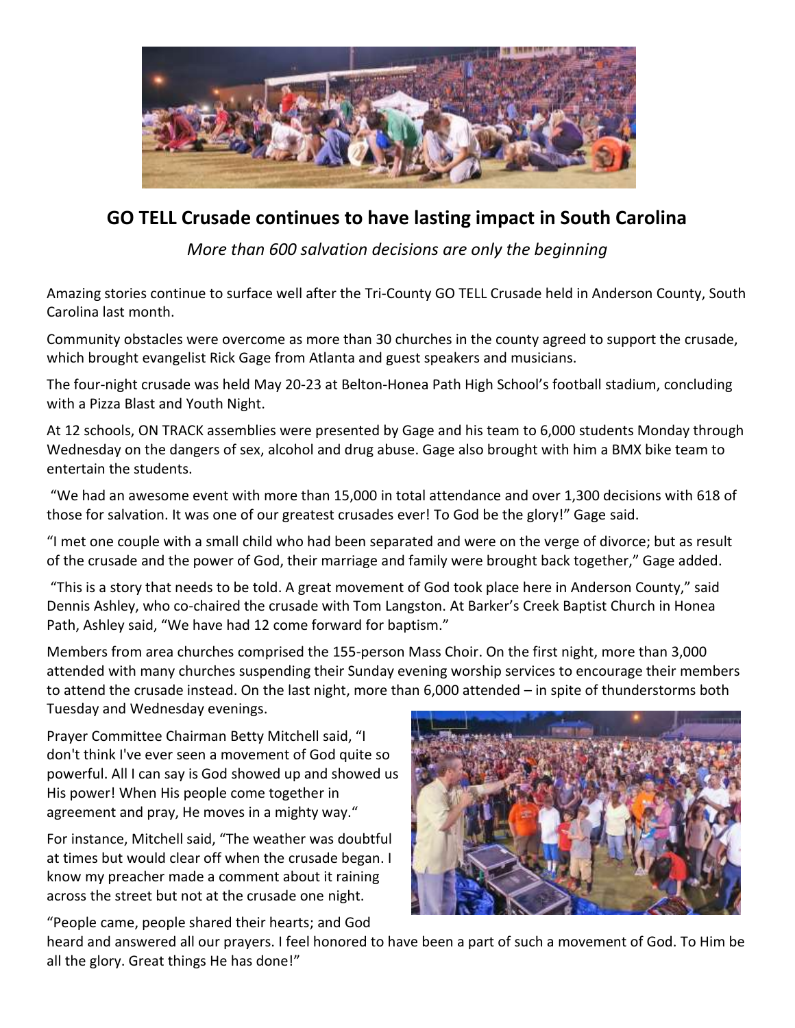## GO TELL Crusade continues to have lasting impact in South Carolina

*More than 600 salvation decisions are only the beginning*

Amazing stories continue to surface well after the Tri-County GO TELL Crusade held in Anderson County, South Carolina last month.

Community obstacles were overcome as more than 30 churches in the county agreed to support the crusade, which brought evangelist Rick Gage from Atlanta and guest speakers and musicians.

The four-night crusade was held May 20-23 at Belton-Honea Path High School's football stadium, concluding with a Pizza Blast and Youth Night.

At 12 schools, ON TRACK assemblies were presented by Gage and his team to 6,000 students Monday through Wednesday on the dangers of sex, alcohol and drug abuse. Gage also brought with him a BMX bike team to entertain the students.

"We had an awesome event with more than 15,000 in total attendance and over 1,300 decisions with 618 of those for salvation. It was one of our greatest crusades ever! To God be the glory!" Gage said.

"I met one couple with a small child who had been separated and were on the verge of divorce; but as result of the crusade and the power of God, their marriage and family were brought back together," Gage added.

"This is a story that needs to be told. A great movement of God took place here in Anderson County," said Dennis Ashley, who co-chaired the crusade with Tom Langston. At Barker's Creek Baptist Church in Honea Path, Ashley said, "We have had 12 come forward for baptism."

Members from area churches comprised the 155-person Mass Choir. On the first night, more than 3,000 attended with many churches suspending their Sunday evening worship services to encourage their members to attend the crusade instead. On the last night, more than 6,000 attended – in spite of thunderstorms both Tuesday and Wednesday evenings.

Prayer Committee Chairman Betty Mitchell said, "I don't think I've ever seen a movement of God quite so powerful. All I can say is God showed up and showed us His power! When His people come together in agreement and pray, He moves in a mighty way."

For instance, Mitchell said, "The weather was doubtful at times but would clear off when the crusade began. I know my preacher made a comment about it raining across the street but not at the crusade one night.

"People came, people shared their hearts; and God heard and answered all our prayers. I feel honored to have been a part of such a movement of God. To Him be all the glory. Great things He has done!"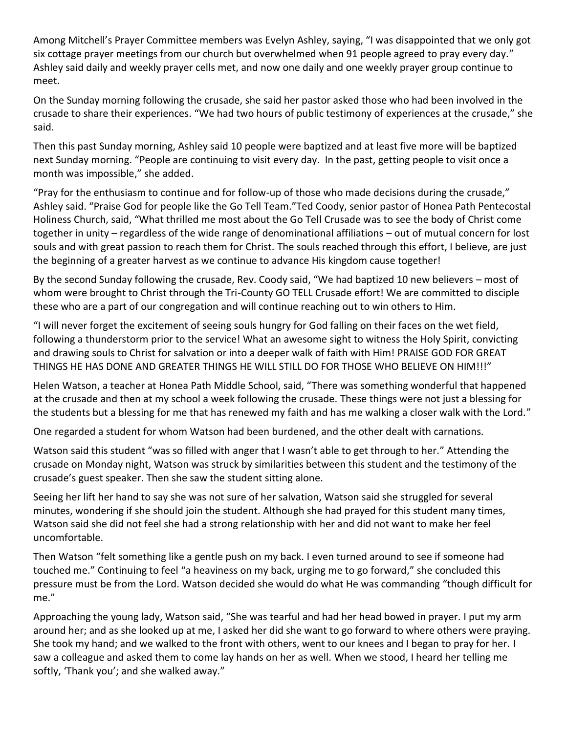Among Mitchell's Prayer Committee members was Evelyn Ashley, saying, "I was disappointed that we only got six cottage prayer meetings from our church but overwhelmed when 91 people agreed to pray every day." Ashley said daily and weekly prayer cells met, and now one daily and one weekly prayer group continue to meet.

On the Sunday morning following the crusade, she said her pastor asked those who had been involved in the crusade to share their experiences. "We had two hours of public testimony of experiences at the crusade," she said.

Then this past Sunday morning, Ashley said 10 people were baptized and at least five more will be baptized next Sunday morning. "People are continuing to visit every day. In the past, getting people to visit once a month was impossible," she added.

"Pray for the enthusiasm to continue and for follow-up of those who made decisions during the crusade," Ashley said. "Praise God for people like the Go Tell Team."Ted Coody, senior pastor of Honea Path Pentecostal Holiness Church, said, "What thrilled me most about the Go Tell Crusade was to see the body of Christ come together in unity – regardless of the wide range of denominational affiliations – out of mutual concern for lost souls and with great passion to reach them for Christ. The souls reached through this effort, I believe, are just the beginning of a greater harvest as we continue to advance His kingdom cause together!

By the second Sunday following the crusade, Rev. Coody said, "We had baptized 10 new believers – most of whom were brought to Christ through the Tri-County GO TELL Crusade effort! We are committed to disciple these who are a part of our congregation and will continue reaching out to win others to Him.

"I will never forget the excitement of seeing souls hungry for God falling on their faces on the wet field, following a thunderstorm prior to the service! What an awesome sight to witness the Holy Spirit, convicting and drawing souls to Christ for salvation or into a deeper walk of faith with Him! PRAISE GOD FOR GREAT THINGS HE HAS DONE AND GREATER THINGS HE WILL STILL DO FOR THOSE WHO BELIEVE ON HIM!!!"

Helen Watson, a teacher at Honea Path Middle School, said, "There was something wonderful that happened at the crusade and then at my school a week following the crusade. These things were not just a blessing for the students but a blessing for me that has renewed my faith and has me walking a closer walk with the Lord."

One regarded a student for whom Watson had been burdened, and the other dealt with carnations.

Watson said this student "was so filled with anger that I wasn't able to get through to her." Attending the crusade on Monday night, Watson was struck by similarities between this student and the testimony of the crusade's guest speaker. Then she saw the student sitting alone.

Seeing her lift her hand to say she was not sure of her salvation, Watson said she struggled for several minutes, wondering if she should join the student. Although she had prayed for this student many times, Watson said she did not feel she had a strong relationship with her and did not want to make her feel uncomfortable.

Then Watson "felt something like a gentle push on my back. I even turned around to see if someone had touched me." Continuing to feel "a heaviness on my back, urging me to go forward," she concluded this pressure must be from the Lord. Watson decided she would do what He was commanding "though difficult for me."

Approaching the young lady, Watson said, "She was tearful and had her head bowed in prayer. I put my arm around her; and as she looked up at me, I asked her did she want to go forward to where others were praying. She took my hand; and we walked to the front with others, went to our knees and I began to pray for her. I saw a colleague and asked them to come lay hands on her as well. When we stood, I heard her telling me softly, 'Thank you'; and she walked away."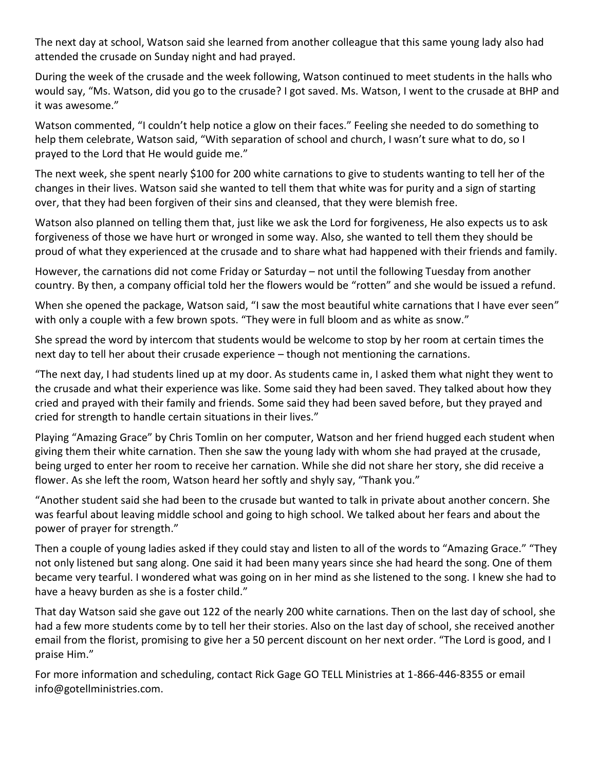The next day at school, Watson said she learned from another colleague that this same young lady also had attended the crusade on Sunday night and had prayed.

During the week of the crusade and the week following, Watson continued to meet students in the halls who would say, "Ms. Watson, did you go to the crusade? I got saved. Ms. Watson, I went to the crusade at BHP and it was awesome."

Watson commented, "I couldn't help notice a glow on their faces." Feeling she needed to do something to help them celebrate, Watson said, "With separation of school and church, I wasn't sure what to do, so I prayed to the Lord that He would guide me."

The next week, she spent nearly $100 for 200 white carnations to give to students wanting to tell her of the changes in their lives. Watson said she wanted to tell them that white was for purity and a sign of starting over, that they had been forgiven of their sins and cleansed, that they were blemish free.

Watson also planned on telling them that, just like we ask the Lord for forgiveness, He also expects us to ask forgiveness of those we have hurt or wronged in some way. Also, she wanted to tell them they should be proud of what they experienced at the crusade and to share what had happened with their friends and family.

However, the carnations did not come Friday or Saturday – not until the following Tuesday from another country. By then, a company official told her the flowers would be "rotten" and she would be issued a refund.

When she opened the package, Watson said, "I saw the most beautiful white carnations that I have ever seen" with only a couple with a few brown spots. "They were in full bloom and as white as snow."

She spread the word by intercom that students would be welcome to stop by her room at certain times the next day to tell her about their crusade experience – though not mentioning the carnations.

"The next day, I had students lined up at my door. As students came in, I asked them what night they went to the crusade and what their experience was like. Some said they had been saved. They talked about how they cried and prayed with their family and friends. Some said they had been saved before, but they prayed and cried for strength to handle certain situations in their lives."

Playing "Amazing Grace" by Chris Tomlin on her computer, Watson and her friend hugged each student when giving them their white carnation. Then she saw the young lady with whom she had prayed at the crusade, being urged to enter her room to receive her carnation. While she did not share her story, she did receive a flower. As she left the room, Watson heard her softly and shyly say, "Thank you."

"Another student said she had been to the crusade but wanted to talk in private about another concern. She was fearful about leaving middle school and going to high school. We talked about her fears and about the power of prayer for strength."

Then a couple of young ladies asked if they could stay and listen to all of the words to "Amazing Grace." "They not only listened but sang along. One said it had been many years since she had heard the song. One of them became very tearful. I wondered what was going on in her mind as she listened to the song. I knew she had to have a heavy burden as she is a foster child."

That day Watson said she gave out 122 of the nearly 200 white carnations. Then on the last day of school, she had a few more students come by to tell her their stories. Also on the last day of school, she received another email from the florist, promising to give her a 50 percent discount on her next order. "The Lord is good, and I praise Him."

For more information and scheduling, contact Rick Gage GO TELL Ministries at 1-866-446-8355 or email info@gotellministries.com.